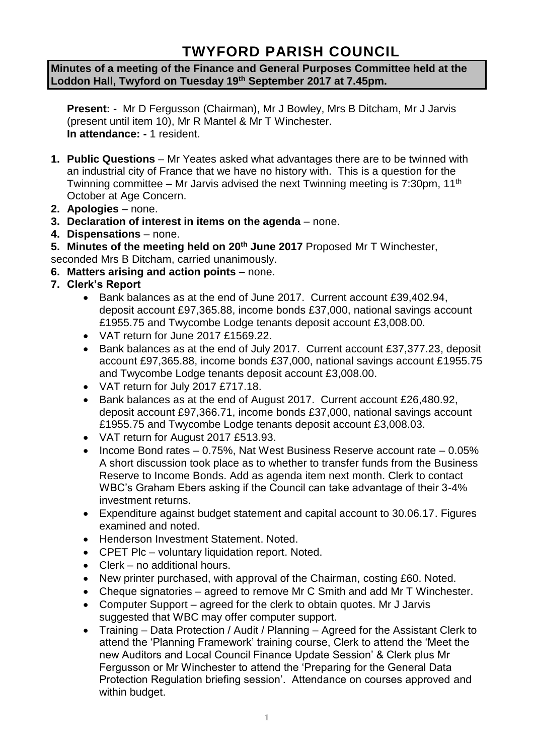# TWYFORD PARISH COUNCIL

**Minutes of a meeting of the Finance and General Purposes Committee held at the Loddon Hall, Twyford on Tuesday 19th September 2017 at 7.45pm.**

**Present: -** Mr D Fergusson (Chairman), Mr J Bowley, Mrs B Ditcham, Mr J Jarvis (present until item 10), Mr R Mantel & Mr T Winchester.
**In attendance: -** 1 resident.

1. **Public Questions** – Mr Yeates asked what advantages there are to be twinned with an industrial city of France that we have no history with. This is a question for the Twinning committee – Mr Jarvis advised the next Twinning meeting is 7:30pm, 11th October at Age Concern.
2. **Apologies** – none.
3. **Declaration of interest in items on the agenda** – none.
4. **Dispensations** – none.
5. **Minutes of the meeting held on 20th June 2017** Proposed Mr T Winchester, seconded Mrs B Ditcham, carried unanimously.
6. **Matters arising and action points** – none.
7. **Clerk's Report**
   - Bank balances as at the end of June 2017. Current account £39,402.94, deposit account £97,365.88, income bonds £37,000, national savings account £1955.75 and Twycombe Lodge tenants deposit account £3,008.00.
   - VAT return for June 2017 £1569.22.
   - Bank balances as at the end of July 2017. Current account £37,377.23, deposit account £97,365.88, income bonds £37,000, national savings account £1955.75 and Twycombe Lodge tenants deposit account £3,008.00.
   - VAT return for July 2017 £717.18.
   - Bank balances as at the end of August 2017. Current account £26,480.92, deposit account £97,366.71, income bonds £37,000, national savings account £1955.75 and Twycombe Lodge tenants deposit account £3,008.03.
   - VAT return for August 2017 £513.93.
   - Income Bond rates – 0.75%, Nat West Business Reserve account rate – 0.05% A short discussion took place as to whether to transfer funds from the Business Reserve to Income Bonds. Add as agenda item next month. Clerk to contact WBC's Graham Ebers asking if the Council can take advantage of their 3-4% investment returns.
   - Expenditure against budget statement and capital account to 30.06.17. Figures examined and noted.
   - Henderson Investment Statement. Noted.
   - CPET Plc – voluntary liquidation report. Noted.
   - Clerk – no additional hours.
   - New printer purchased, with approval of the Chairman, costing £60. Noted.
   - Cheque signatories – agreed to remove Mr C Smith and add Mr T Winchester.
   - Computer Support – agreed for the clerk to obtain quotes. Mr J Jarvis suggested that WBC may offer computer support.
   - Training – Data Protection / Audit / Planning – Agreed for the Assistant Clerk to attend the 'Planning Framework' training course, Clerk to attend the 'Meet the new Auditors and Local Council Finance Update Session' & Clerk plus Mr Fergusson or Mr Winchester to attend the 'Preparing for the General Data Protection Regulation briefing session'. Attendance on courses approved and within budget.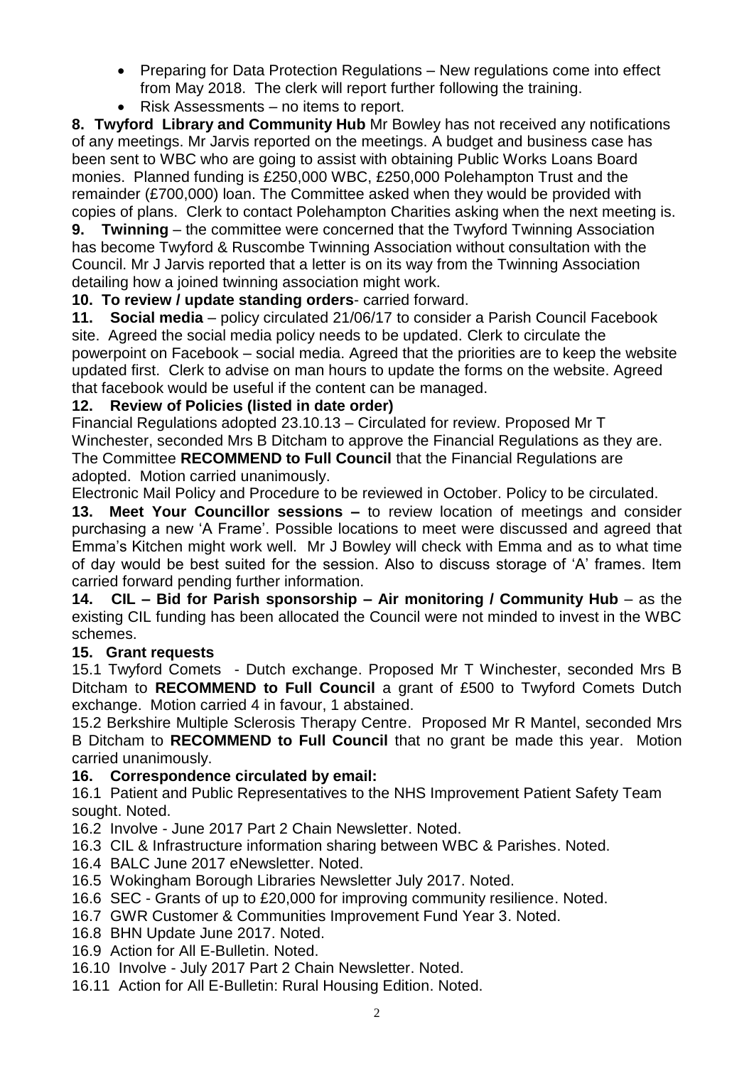- Preparing for Data Protection Regulations – New regulations come into effect from May 2018. The clerk will report further following the training.
- Risk Assessments – no items to report.

**8. Twyford Library and Community Hub** Mr Bowley has not received any notifications of any meetings. Mr Jarvis reported on the meetings. A budget and business case has been sent to WBC who are going to assist with obtaining Public Works Loans Board monies. Planned funding is £250,000 WBC, £250,000 Polehampton Trust and the remainder (£700,000) loan. The Committee asked when they would be provided with copies of plans. Clerk to contact Polehampton Charities asking when the next meeting is.

**9. Twinning** – the committee were concerned that the Twyford Twinning Association has become Twyford & Ruscombe Twinning Association without consultation with the Council. Mr J Jarvis reported that a letter is on its way from the Twinning Association detailing how a joined twinning association might work.

**10. To review / update standing orders**- carried forward.

**11. Social media** – policy circulated 21/06/17 to consider a Parish Council Facebook site. Agreed the social media policy needs to be updated. Clerk to circulate the powerpoint on Facebook – social media. Agreed that the priorities are to keep the website updated first. Clerk to advise on man hours to update the forms on the website. Agreed that facebook would be useful if the content can be managed.

**12. Review of Policies (listed in date order)**

Financial Regulations adopted 23.10.13 – Circulated for review. Proposed Mr T Winchester, seconded Mrs B Ditcham to approve the Financial Regulations as they are. The Committee **RECOMMEND to Full Council** that the Financial Regulations are adopted. Motion carried unanimously.

Electronic Mail Policy and Procedure to be reviewed in October. Policy to be circulated.

**13. Meet Your Councillor sessions –** to review location of meetings and consider purchasing a new 'A Frame'. Possible locations to meet were discussed and agreed that Emma's Kitchen might work well. Mr J Bowley will check with Emma and as to what time of day would be best suited for the session. Also to discuss storage of 'A' frames. Item carried forward pending further information.

**14. CIL – Bid for Parish sponsorship – Air monitoring / Community Hub** – as the existing CIL funding has been allocated the Council were not minded to invest in the WBC schemes.

**15. Grant requests**

15.1 Twyford Comets - Dutch exchange. Proposed Mr T Winchester, seconded Mrs B Ditcham to **RECOMMEND to Full Council** a grant of £500 to Twyford Comets Dutch exchange. Motion carried 4 in favour, 1 abstained.

15.2 Berkshire Multiple Sclerosis Therapy Centre. Proposed Mr R Mantel, seconded Mrs B Ditcham to **RECOMMEND to Full Council** that no grant be made this year. Motion carried unanimously.

**16. Correspondence circulated by email:**

16.1 Patient and Public Representatives to the NHS Improvement Patient Safety Team sought. Noted.

16.2 Involve - June 2017 Part 2 Chain Newsletter. Noted.

16.3 CIL & Infrastructure information sharing between WBC & Parishes. Noted.

16.4 BALC June 2017 eNewsletter. Noted.

16.5 Wokingham Borough Libraries Newsletter July 2017. Noted.

16.6 SEC - Grants of up to £20,000 for improving community resilience. Noted.

16.7 GWR Customer & Communities Improvement Fund Year 3. Noted.

16.8 BHN Update June 2017. Noted.

16.9 Action for All E-Bulletin. Noted.

16.10 Involve - July 2017 Part 2 Chain Newsletter. Noted.

16.11 Action for All E-Bulletin: Rural Housing Edition. Noted.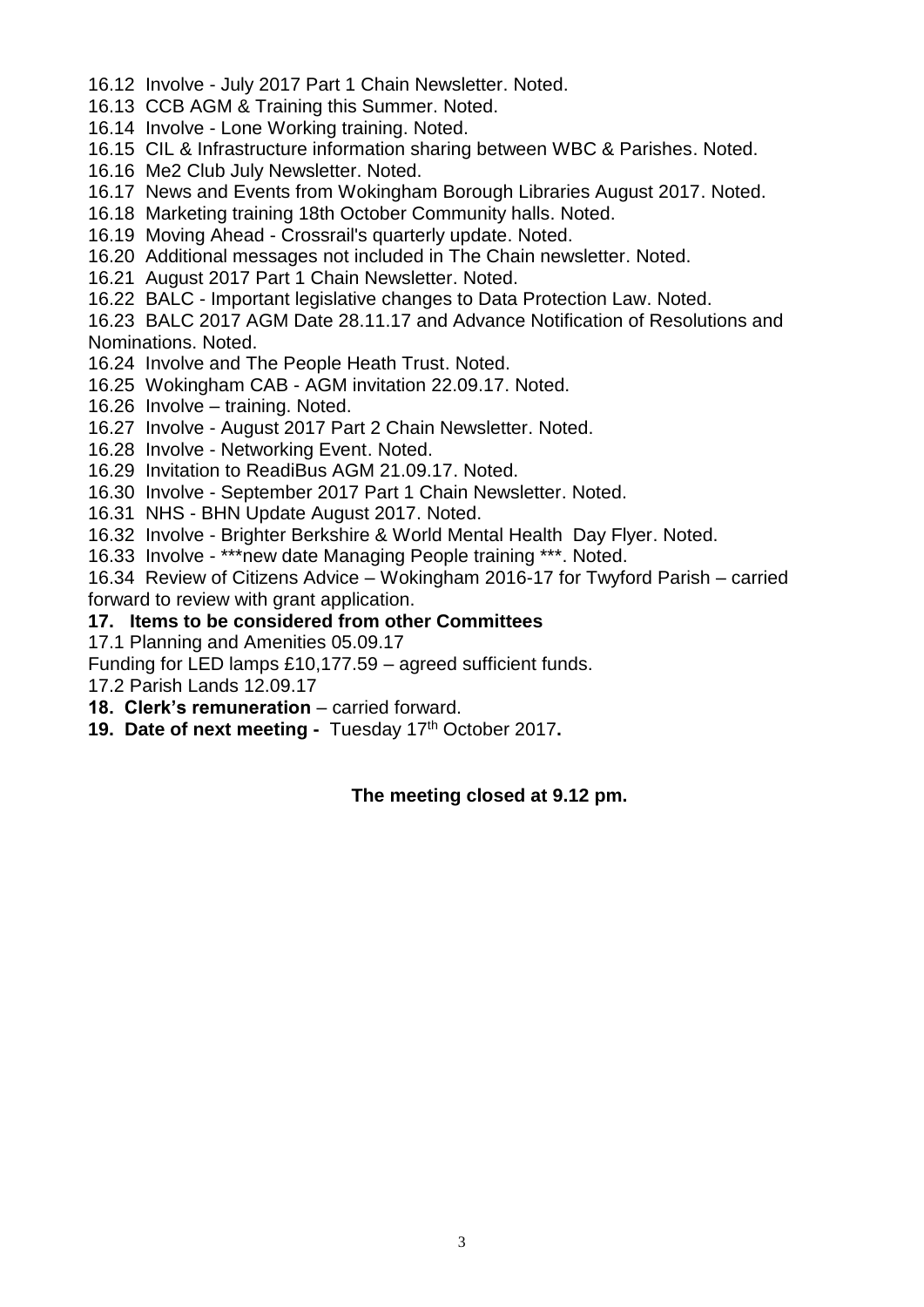16.12 Involve - July 2017 Part 1 Chain Newsletter. Noted.
16.13 CCB AGM & Training this Summer. Noted.
16.14 Involve - Lone Working training. Noted.
16.15 CIL & Infrastructure information sharing between WBC & Parishes. Noted.
16.16 Me2 Club July Newsletter. Noted.
16.17 News and Events from Wokingham Borough Libraries August 2017. Noted.
16.18 Marketing training 18th October Community halls. Noted.
16.19 Moving Ahead - Crossrail's quarterly update. Noted.
16.20 Additional messages not included in The Chain newsletter. Noted.
16.21 August 2017 Part 1 Chain Newsletter. Noted.
16.22 BALC - Important legislative changes to Data Protection Law. Noted.
16.23 BALC 2017 AGM Date 28.11.17 and Advance Notification of Resolutions and Nominations. Noted.
16.24 Involve and The People Heath Trust. Noted.
16.25 Wokingham CAB - AGM invitation 22.09.17. Noted.
16.26 Involve – training. Noted.
16.27 Involve - August 2017 Part 2 Chain Newsletter. Noted.
16.28 Involve - Networking Event. Noted.
16.29 Invitation to ReadiBus AGM 21.09.17. Noted.
16.30 Involve - September 2017 Part 1 Chain Newsletter. Noted.
16.31 NHS - BHN Update August 2017. Noted.
16.32 Involve - Brighter Berkshire & World Mental Health Day Flyer. Noted.
16.33 Involve - ***new date Managing People training ***. Noted.
16.34 Review of Citizens Advice – Wokingham 2016-17 for Twyford Parish – carried forward to review with grant application.

**17. Items to be considered from other Committees**

17.1 Planning and Amenities 05.09.17

Funding for LED lamps £10,177.59 – agreed sufficient funds.

17.2 Parish Lands 12.09.17

**18. Clerk's remuneration** – carried forward.

**19. Date of next meeting -** Tuesday 17th October 2017**.**

**The meeting closed at 9.12 pm.**